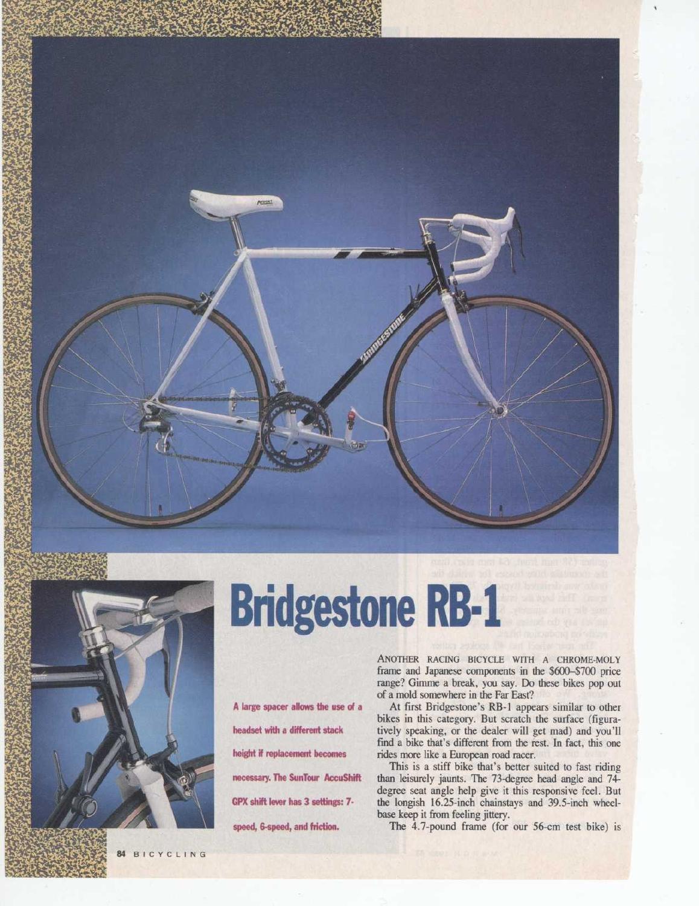# Bridgestone RB-1

A large spacer allows the use of a headset with a different stack height if replacement becomes necessary. The SunTour AccuShift GPX shift lever has 3 settings: 7-speed, 6-speed, and friction.

ANOTHER RACING BICYCLE WITH A CHROME-MOLY frame and Japanese components in the $600–$700 price range? Gimme a break, you say. Do these bikes pop out of a mold somewhere in the Far East?

At first Bridgestone's RB-1 appears similar to other bikes in this category. But scratch the surface (figuratively speaking, or the dealer will get mad) and you'll find a bike that's different from the rest. In fact, this one rides more like a European road racer.

This is a stiff bike that's better suited to fast riding than leisurely jaunts. The 73-degree head angle and 74-degree seat angle help give it this responsive feel. But the longish 16.25-inch chainstays and 39.5-inch wheelbase keep it from feeling jittery.

The 4.7-pound frame (for our 56-cm test bike) is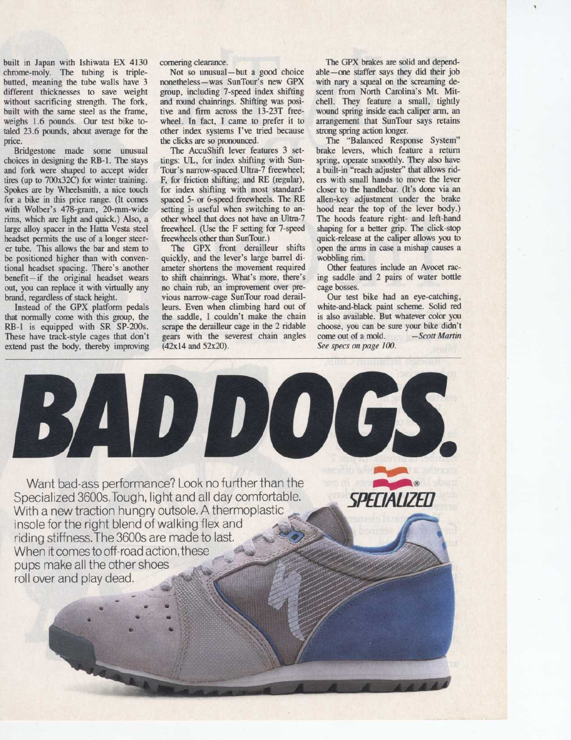built in Japan with Ishiwata EX 4130 chrome-moly. The tubing is triple-butted, meaning the tube walls have 3 different thicknesses to save weight without sacrificing strength. The fork, built with the same steel as the frame, weighs 1.6 pounds. Our test bike totaled 23.6 pounds, about average for the price.

Bridgestone made some unusual choices in designing the RB-1. The stays and fork were shaped to accept wider tires (up to 700x32C) for winter training. Spokes are by Wheelsmith, a nice touch for a bike in this price range. (It comes with Wolber's 478-gram, 20-mm-wide rims, which are light and quick.) Also, a large alloy spacer in the Hatta Vesta steel headset permits the use of a longer steerer tube. This allows the bar and stem to be positioned higher than with conventional headset spacing. There's another benefit—if the original headset wears out, you can replace it with virtually any brand, regardless of stack height.

Instead of the GPX platform pedals that normally come with this group, the RB-1 is equipped with SR SP-200s. These have track-style cages that don't extend past the body, thereby improving cornering clearance.

Not so unusual—but a good choice nonetheless—was SunTour's new GPX group, including 7-speed index shifting and round chainrings. Shifting was positive and firm across the 13-23T freewheel. In fact, I came to prefer it to other index systems I've tried because the clicks are so pronounced.

The AccuShift lever features 3 settings: UL, for index shifting with SunTour's narrow-spaced Ultra-7 freewheel; F, for friction shifting; and RE (regular), for index shifting with most standard-spaced 5- or 6-speed freewheels. The RE setting is useful when switching to another wheel that does not have an Ultra-7 freewheel. (Use the F setting for 7-speed freewheels other than SunTour.)

The GPX front derailleur shifts quickly, and the lever's large barrel diameter shortens the movement required to shift chainrings. What's more, there's no chain rub, an improvement over previous narrow-cage SunTour road derailleurs. Even when climbing hard out of the saddle, I couldn't make the chain scrape the derailleur cage in the 2 ridable gears with the severest chain angles (42x14 and 52x20).

The GPX brakes are solid and dependable—one staffer says they did their job with nary a squeal on the screaming descent from North Carolina's Mt. Mitchell. They feature a small, tightly wound spring inside each caliper arm, an arrangement that SunTour says retains strong spring action longer.

The "Balanced Response System" brake levers, which feature a return spring, operate smoothly. They also have a built-in "reach adjuster" that allows riders with small hands to move the lever closer to the handlebar. (It's done via an allen-key adjustment under the brake hood near the top of the lever body.) The hoods feature right- and left-hand shaping for a better grip. The click-stop quick-release at the caliper allows you to open the arms in case a mishap causes a wobbling rim.

Other features include an Avocet racing saddle and 2 pairs of water bottle cage bosses.

Our test bike had an eye-catching, white-and-black paint scheme. Solid red is also available. But whatever color you choose, you can be sure your bike didn't come out of a mold. *—Scott Martin*

*See specs on page 100.*

# BAD DOGS.

Want bad-ass performance? Look no further than the Specialized 3600s. Tough, light and all day comfortable. With a new traction hungry outsole. A thermoplastic insole for the right blend of walking flex and riding stiffness. The 3600s are made to last. When it comes to off-road action, these pups make all the other shoes roll over and play dead.

SPECIALIZED®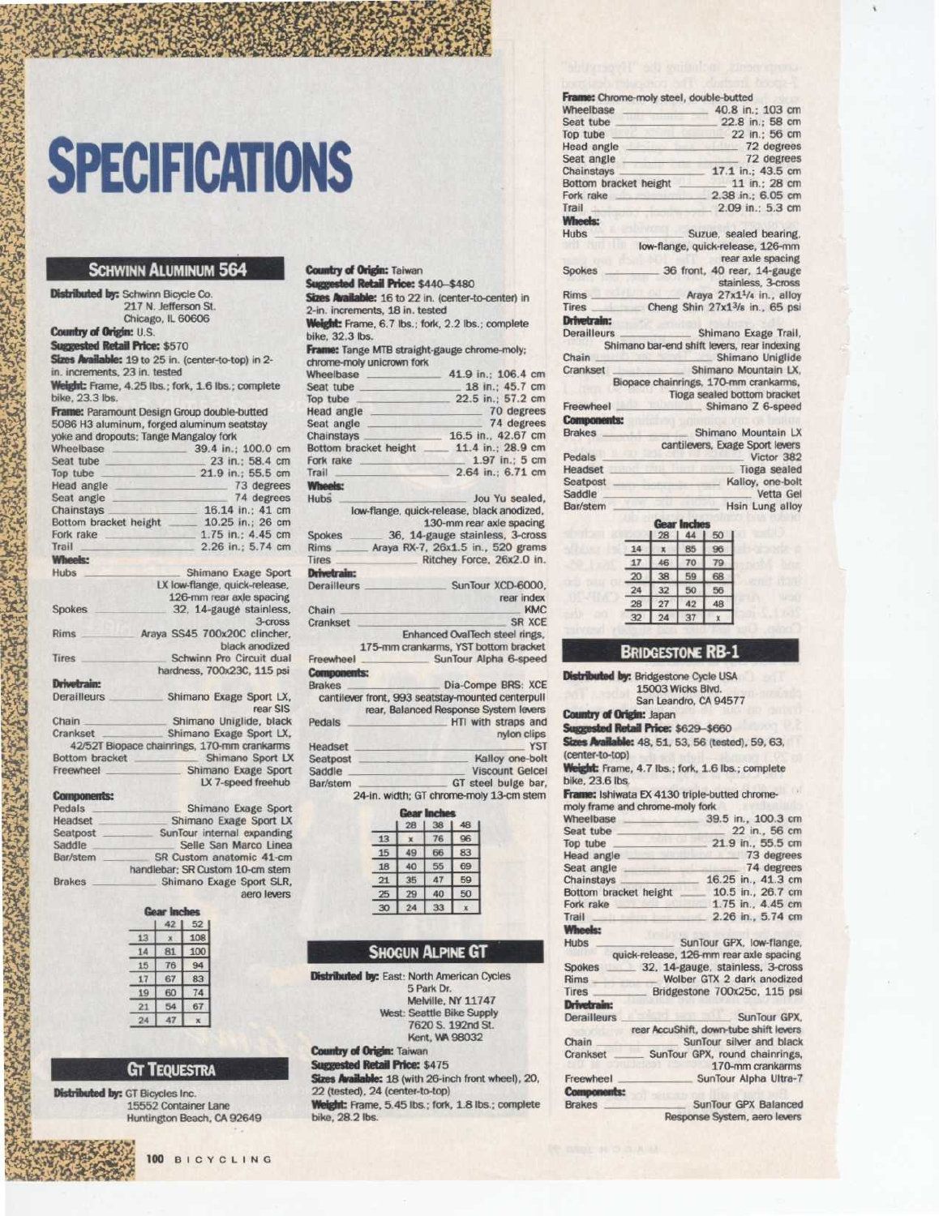# SPECIFICATIONS

## SCHWINN ALUMINUM 564

**Distributed by:** Schwinn Bicycle Co.
217 N. Jefferson St.
Chicago, IL 60606

**Country of Origin:** U.S.

**Suggested Retail Price:** $570

**Sizes Available:** 19 to 25 in. (center-to-top) in 2-in. increments, 23 in. tested

**Weight:** Frame, 4.25 lbs.; fork, 1.6 lbs.; complete bike, 23.3 lbs.

**Frame:** Paramount Design Group double-butted 5086 H3 aluminum, forged aluminum seatstay yoke and dropouts; Tange Mangaloy fork

| | |
|---|---|
| Wheelbase | 39.4 in.; 100.0 cm |
| Seat tube | 23 in.; 58.4 cm |
| Top tube | 21.9 in.; 55.5 cm |
| Head angle | 73 degrees |
| Seat angle | 74 degrees |
| Chainstays | 16.14 in.; 41 cm |
| Bottom bracket height | 10.25 in.; 26 cm |
| Fork rake | 1.75 in.; 4.45 cm |
| Trail | 2.26 in.; 5.74 cm |

**Wheels:**

| | |
|---|---|
| Hubs | Shimano Exage Sport LX low-flange, quick-release, 126-mm rear axle spacing |
| Spokes | 32, 14-gauge stainless, 3-cross |
| Rims | Araya SS45 700x20C clincher, black anodized |
| Tires | Schwinn Pro Circuit dual hardness, 700x23C, 115 psi |

**Drivetrain:**

| | |
|---|---|
| Derailleurs | Shimano Exage Sport LX, rear SIS |
| Chain | Shimano Uniglide, black |
| Crankset | Shimano Exage Sport LX, 42/52T Biopace chainrings, 170-mm crankarms |
| Bottom bracket | Shimano Sport LX |
| Freewheel | Shimano Exage Sport LX 7-speed freehub |

**Components:**

| | |
|---|---|
| Pedals | Shimano Exage Sport |
| Headset | Shimano Exage Sport LX |
| Seatpost | SunTour internal expanding |
| Saddle | Selle San Marco Linea |
| Bar/stem | SR Custom anatomic 41-cm handlebar; SR Custom 10-cm stem |
| Brakes | Shimano Exage Sport SLR, aero levers |

**Gear Inches**

| | 42 | 52 |
|---|---|---|
| 13 | x | 108 |
| 14 | 81 | 100 |
| 15 | 76 | 94 |
| 17 | 67 | 83 |
| 19 | 60 | 74 |
| 21 | 54 | 67 |
| 24 | 47 | x |

## GT TEQUESTRA

**Distributed by:** GT Bicycles Inc.
15552 Container Lane
Huntington Beach, CA 92649

**Country of Origin:** Taiwan

**Suggested Retail Price:** $440–$480

**Sizes Available:** 16 to 22 in. (center-to-center) in 2-in. increments, 18 in. tested

**Weight:** Frame, 6.7 lbs.; fork, 2.2 lbs.; complete bike, 32.3 lbs.

**Frame:** Tange MTB straight-gauge chrome-moly; chrome-moly unicrown fork

| | |
|---|---|
| Wheelbase | 41.9 in.; 106.4 cm |
| Seat tube | 18 in.; 45.7 cm |
| Top tube | 22.5 in.; 57.2 cm |
| Head angle | 70 degrees |
| Seat angle | 74 degrees |
| Chainstays | 16.5 in., 42.67 cm |
| Bottom bracket height | 11.4 in.; 28.9 cm |
| Fork rake | 1.97 in.; 5 cm |
| Trail | 2.64 in.; 6.71 cm |

**Wheels:**

| | |
|---|---|
| Hubs | Jou Yu sealed, low-flange, quick-release, black anodized, 130-mm rear axle spacing |
| Spokes | 36, 14-gauge stainless, 3-cross |
| Rims | Araya RX-7, 26x1.5 in., 520 grams |
| Tires | Ritchey Force, 26x2.0 in. |

**Drivetrain:**

| | |
|---|---|
| Derailleurs | SunTour XCD-6000, rear index |
| Chain | KMC |
| Crankset | SR XCE Enhanced OvalTech steel rings, 175-mm crankarms, YST bottom bracket |
| Freewheel | SunTour Alpha 6-speed |

**Components:**

| | |
|---|---|
| Brakes | Dia-Compe BRS: XCE cantilever front, 993 seatstay-mounted centerpull rear, Balanced Response System levers |
| Pedals | HTI with straps and nylon clips |
| Headset | YST |
| Seatpost | Kalloy one-bolt |
| Saddle | Viscount Gelcel |
| Bar/stem | GT steel bulge bar, 24-in. width; GT chrome-moly 13-cm stem |

**Gear Inches**

| | 28 | 38 | 48 |
|---|---|---|---|
| 13 | x | 76 | 96 |
| 15 | 49 | 66 | 83 |
| 18 | 40 | 55 | 69 |
| 21 | 35 | 47 | 59 |
| 25 | 29 | 40 | 50 |
| 30 | 24 | 33 | x |

## SHOGUN ALPINE GT

**Distributed by:** East: North American Cycles
5 Park Dr.
Melville, NY 11747
West: Seattle Bike Supply
7620 S. 192nd St.
Kent, WA 98032

**Country of Origin:** Taiwan

**Suggested Retail Price:** $475

**Sizes Available:** 18 (with 26-inch front wheel), 20, 22 (tested), 24 (center-to-top)

**Weight:** Frame, 5.45 lbs.; fork, 1.8 lbs.; complete bike, 28.2 lbs.

**Frame:** Chrome-moly steel, double-butted

| | |
|---|---|
| Wheelbase | 40.8 in.; 103 cm |
| Seat tube | 22.8 in.; 58 cm |
| Top tube | 22 in.; 56 cm |
| Head angle | 72 degrees |
| Seat angle | 72 degrees |
| Chainstays | 17.1 in.; 43.5 cm |
| Bottom bracket height | 11 in.; 28 cm |
| Fork rake | 2.38 in.; 6.05 cm |
| Trail | 2.09 in.; 5.3 cm |

**Wheels:**

| | |
|---|---|
| Hubs | Suzue, sealed bearing, low-flange, quick-release, 126-mm rear axle spacing |
| Spokes | 36 front, 40 rear, 14-gauge stainless, 3-cross |
| Rims | Araya 27x1¼ in., alloy |
| Tires | Cheng Shin 27x1⅜ in., 65 psi |

**Drivetrain:**

| | |
|---|---|
| Derailleurs | Shimano Exage Trail, Shimano bar-end shift levers, rear indexing |
| Chain | Shimano Uniglide |
| Crankset | Shimano Mountain LX, Biopace chainrings, 170-mm crankarms, Tioga sealed bottom bracket |
| Freewheel | Shimano Z 6-speed |

**Components:**

| | |
|---|---|
| Brakes | Shimano Mountain LX cantilevers, Exage Sport levers |
| Pedals | Victor 382 |
| Headset | Tioga sealed |
| Seatpost | Kalloy, one-bolt |
| Saddle | Vetta Gel |
| Bar/stem | Hsin Lung alloy |

**Gear Inches**

| | 28 | 44 | 50 |
|---|---|---|---|
| 14 | x | 85 | 96 |
| 17 | 46 | 70 | 79 |
| 20 | 38 | 59 | 68 |
| 24 | 32 | 50 | 56 |
| 28 | 27 | 42 | 48 |
| 32 | 24 | 37 | x |

## BRIDGESTONE RB-1

**Distributed by:** Bridgestone Cycle USA
15003 Wicks Blvd.
San Leandro, CA 94577

**Country of Origin:** Japan

**Suggested Retail Price:** $629–$660

**Sizes Available:** 48, 51, 53, 56 (tested), 59, 63, (center-to-top)

**Weight:** Frame, 4.7 lbs.; fork, 1.6 lbs.; complete bike, 23.6 lbs.

**Frame:** Ishiwata EX 4130 triple-butted chrome-moly frame and chrome-moly fork

| | |
|---|---|
| Wheelbase | 39.5 in., 100.3 cm |
| Seat tube | 22 in., 56 cm |
| Top tube | 21.9 in., 55.5 cm |
| Head angle | 73 degrees |
| Seat angle | 74 degrees |
| Chainstays | 16.25 in., 41.3 cm |
| Bottom bracket height | 10.5 in., 26.7 cm |
| Fork rake | 1.75 in., 4.45 cm |
| Trail | 2.26 in., 5.74 cm |

**Wheels:**

| | |
|---|---|
| Hubs | SunTour GPX, low-flange, quick-release, 126-mm rear axle spacing |
| Spokes | 32, 14-gauge, stainless, 3-cross |
| Rims | Wolber GTX 2 dark anodized |
| Tires | Bridgestone 700x25c, 115 psi |

**Drivetrain:**

| | |
|---|---|
| Derailleurs | SunTour GPX, rear AccuShift, down-tube shift levers |
| Chain | SunTour silver and black |
| Crankset | SunTour GPX, round chainrings, 170-mm crankarms |
| Freewheel | SunTour Alpha Ultra-7 |

**Components:**

| | |
|---|---|
| Brakes | SunTour GPX Balanced Response System, aero levers |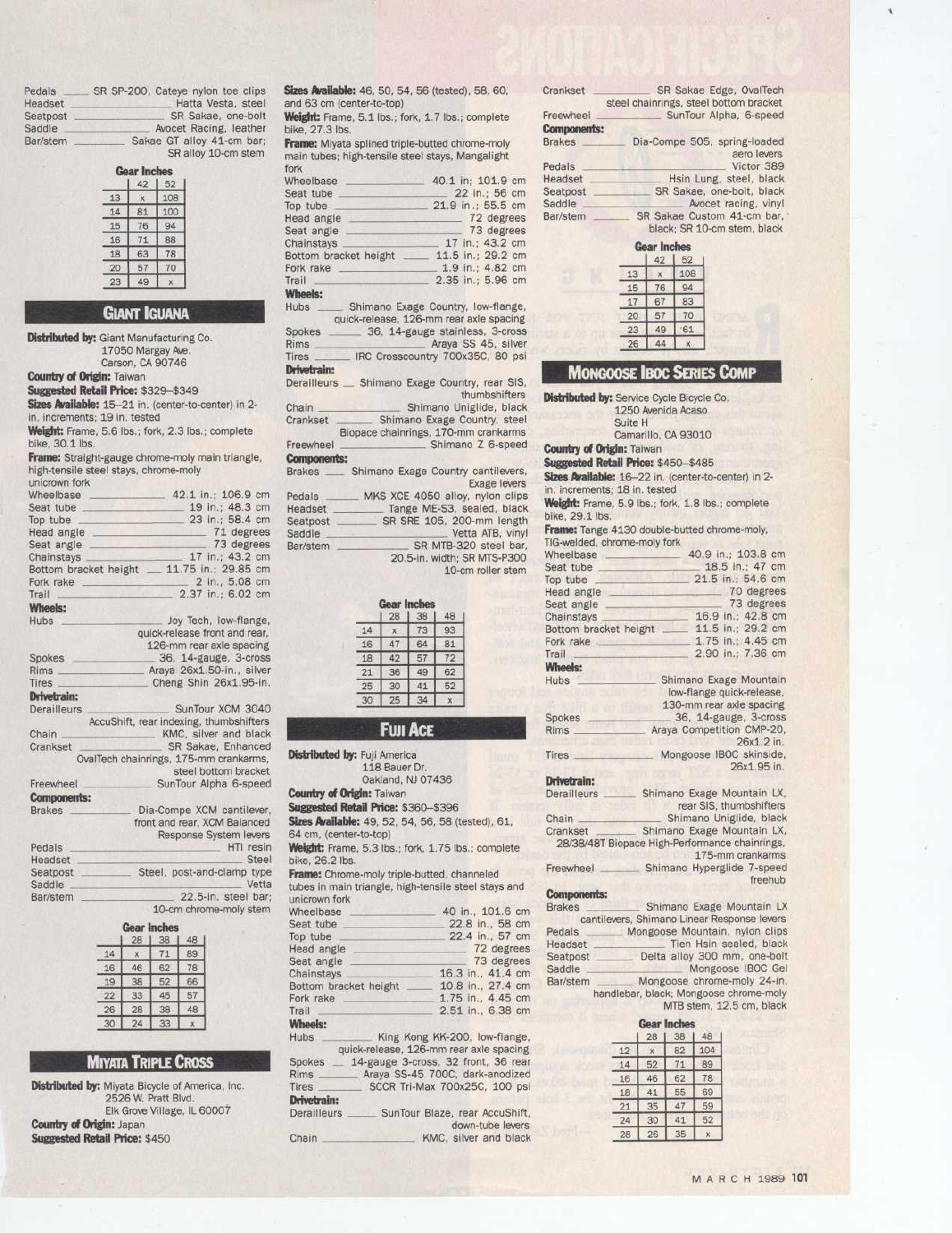Pedals — SR SP-200, Cateye nylon toe clips
Headset — Hatta Vesta, steel
Seatpost — SR Sakae, one-bolt
Saddle — Avocet Racing, leather
Bar/stem — Sakae GT alloy 41-cm bar; SR alloy 10-cm stem

**Gear Inches**

| | 42 | 52 |
|---|---|---|
| 13 | x | 108 |
| 14 | 81 | 100 |
| 15 | 76 | 94 |
| 16 | 71 | 88 |
| 18 | 63 | 78 |
| 20 | 57 | 70 |
| 23 | 49 | x |

## GIANT IGUANA

**Distributed by:** Giant Manufacturing Co.
17050 Margay Ave.
Carson, CA 90746

**Country of Origin:** Taiwan

**Suggested Retail Price:** $329–$349

**Sizes Available:** 15–21 in. (center-to-center) in 2-in. increments; 19 in. tested

**Weight:** Frame, 5.6 lbs.; fork, 2.3 lbs.; complete bike, 30.1 lbs.

**Frame:** Straight-gauge chrome-moly main triangle, high-tensile steel stays, chrome-moly unicrown fork

Wheelbase — 42.1 in.; 106.9 cm
Seat tube — 19 in.; 48.3 cm
Top tube — 23 in.; 58.4 cm
Head angle — 71 degrees
Seat angle — 73 degrees
Chainstays — 17 in.; 43.2 cm
Bottom bracket height — 11.75 in.; 29.85 cm
Fork rake — 2 in.; 5.08 cm
Trail — 2.37 in.; 6.02 cm

**Wheels:**

Hubs — Joy Tech, low-flange, quick-release front and rear, 126-mm rear axle spacing
Spokes — 36, 14-gauge, 3-cross
Rims — Araya 26x1.50-in., silver
Tires — Cheng Shin 26x1.95-in.

**Drivetrain:**

Derailleurs — SunTour XCM 3040 AccuShift, rear indexing, thumbshifters
Chain — KMC, silver and black
Crankset — SR Sakae, Enhanced OvalTech chainrings, 175-mm crankarms, steel bottom bracket
Freewheel — SunTour Alpha 6-speed

**Components:**

Brakes — Dia-Compe XCM cantilever, front and rear, XCM Balanced Response System levers
Pedals — HTI resin
Headset — Steel
Seatpost — Steel, post-and-clamp type
Saddle — Vetta
Bar/stem — 22.5-in. steel bar; 10-cm chrome-moly stem

**Gear Inches**

| | 28 | 38 | 48 |
|---|---|---|---|
| 14 | x | 71 | 89 |
| 16 | 46 | 62 | 78 |
| 19 | 38 | 52 | 66 |
| 22 | 33 | 45 | 57 |
| 26 | 28 | 38 | 48 |
| 30 | 24 | 33 | x |

## MIYATA TRIPLE CROSS

**Distributed by:** Miyata Bicycle of America, Inc.
2526 W. Pratt Blvd.
Elk Grove Village, IL 60007

**Country of Origin:** Japan

**Suggested Retail Price:** $450

**Sizes Available:** 46, 50, 54, 56 (tested), 58, 60, and 63 cm (center-to-top)

**Weight:** Frame, 5.1 lbs.; fork, 1.7 lbs.; complete bike, 27.3 lbs.

**Frame:** Miyata splined triple-butted chrome-moly main tubes; high-tensile steel stays, Mangalight fork

Wheelbase — 40.1 in; 101.9 cm
Seat tube — 22 in.; 56 cm
Top tube — 21.9 in.; 55.5 cm
Head angle — 72 degrees
Seat angle — 73 degrees
Chainstays — 17 in.; 43.2 cm
Bottom bracket height — 11.5 in.; 29.2 cm
Fork rake — 1.9 in.; 4.82 cm
Trail — 2.35 in.; 5.96 cm

**Wheels:**

Hubs — Shimano Exage Country, low-flange, quick-release, 126-mm rear axle spacing
Spokes — 36, 14-gauge stainless, 3-cross
Rims — Araya SS 45, silver
Tires — IRC Crosscountry 700x35C, 80 psi

**Drivetrain:**

Derailleurs — Shimano Exage Country, rear SIS, thumbshifters
Chain — Shimano Uniglide, black
Crankset — Shimano Exage Country, steel Biopace chainrings, 170-mm crankarms
Freewheel — Shimano Z 6-speed

**Components:**

Brakes — Shimano Exage Country cantilevers, Exage levers
Pedals — MKS XCE 4050 alloy, nylon clips
Headset — Tange ME-S3, sealed, black
Seatpost — SR SRE 105, 200-mm length
Saddle — Vetta ATB, vinyl
Bar/stem — SR MTB-320 steel bar, 20.5-in. width; SR MTS-P300 10-cm roller stem

**Gear Inches**

| | 28 | 38 | 48 |
|---|---|---|---|
| 14 | x | 73 | 93 |
| 16 | 47 | 64 | 81 |
| 18 | 42 | 57 | 72 |
| 21 | 36 | 49 | 62 |
| 25 | 30 | 41 | 52 |
| 30 | 25 | 34 | x |

## FUJI ACE

**Distributed by:** Fuji America
118 Bauer Dr.
Oakland, NJ 07436

**Country of Origin:** Taiwan

**Suggested Retail Price:** $360–$396

**Sizes Available:** 49, 52, 54, 56, 58 (tested), 61, 64 cm, (center-to-top)

**Weight:** Frame, 5.3 lbs.; fork, 1.75 lbs.; complete bike, 26.2 lbs.

**Frame:** Chrome-moly triple-butted, channeled tubes in main triangle, high-tensile steel stays and unicrown fork

Wheelbase — 40 in., 101.6 cm
Seat tube — 22.8 in., 58 cm
Top tube — 22.4 in., 57 cm
Head angle — 72 degrees
Seat angle — 73 degrees
Chainstays — 16.3 in., 41.4 cm
Bottom bracket height — 10.8 in., 27.4 cm
Fork rake — 1.75 in., 4.45 cm
Trail — 2.51 in., 6.38 cm

**Wheels:**

Hubs — King Kong KK-200, low-flange, quick-release, 126-mm rear axle spacing
Spokes — 14-gauge 3-cross, 32 front, 36 rear
Rims — Araya SS-45 700C, dark-anodized
Tires — SCCR Tri-Max 700x25C, 100 psi

**Drivetrain:**

Derailleurs — SunTour Blaze, rear AccuShift, down-tube levers
Chain — KMC, silver and black
Crankset — SR Sakae Edge, OvalTech steel chainrings, steel bottom bracket
Freewheel — SunTour Alpha, 6-speed

**Components:**

Brakes — Dia-Compe 505, spring-loaded aero levers
Pedals — Victor 389
Headset — Hsin Lung, steel, black
Seatpost — SR Sakae, one-bolt, black
Saddle — Avocet racing, vinyl
Bar/stem — SR Sakae Custom 41-cm bar, black; SR 10-cm stem, black

**Gear Inches**

| | 42 | 52 |
|---|---|---|
| 13 | x | 108 |
| 15 | 76 | 94 |
| 17 | 67 | 83 |
| 20 | 57 | 70 |
| 23 | 49 | 61 |
| 26 | 44 | x |

## MONGOOSE IBOC SERIES COMP

**Distributed by:** Service Cycle Bicycle Co.
1250 Avenida Acaso
Suite H
Camarillo, CA 93010

**Country of Origin:** Taiwan

**Suggested Retail Price:** $450–$485

**Sizes Available:** 16–22 in. (center-to-center) in 2-in. increments; 18 in. tested

**Weight:** Frame, 5.9 lbs.; fork, 1.8 lbs.; complete bike, 29.1 lbs.

**Frame:** Tange 4130 double-butted chrome-moly, TIG-welded, chrome-moly fork

Wheelbase — 40.9 in.; 103.8 cm
Seat tube — 18.5 in.; 47 cm
Top tube — 21.5 in.; 54.6 cm
Head angle — 70 degrees
Seat angle — 73 degrees
Chainstays — 16.9 in.; 42.8 cm
Bottom bracket height — 11.5 in.; 29.2 cm
Fork rake — 1.75 in.; 4.45 cm
Trail — 2.90 in.; 7.36 cm

**Wheels:**

Hubs — Shimano Exage Mountain low-flange quick-release, 130-mm rear axle spacing
Spokes — 36, 14-gauge, 3-cross
Rims — Araya Competition CMP-20, 26x1.2 in.
Tires — Mongoose IBOC skinside, 26x1.95 in.

**Drivetrain:**

Derailleurs — Shimano Exage Mountain LX, rear SIS, thumbshifters
Chain — Shimano Uniglide, black
Crankset — Shimano Exage Mountain LX, 28/38/48T Biopace High-Performance chainrings, 175-mm crankarms
Freewheel — Shimano Hyperglide 7-speed freehub

**Components:**

Brakes — Shimano Exage Mountain LX cantilevers, Shimano Linear Response levers
Pedals — Mongoose Mountain, nylon clips
Headset — Tien Hsin sealed, black
Seatpost — Delta alloy 300 mm, one-bolt
Saddle — Mongoose IBOC Gel
Bar/stem — Mongoose chrome-moly 24-in. handlebar, black; Mongoose chrome-moly MTB stem, 12.5 cm, black

**Gear Inches**

| | 28 | 38 | 48 |
|---|---|---|---|
| 12 | x | 82 | 104 |
| 14 | 52 | 71 | 89 |
| 16 | 46 | 62 | 78 |
| 18 | 41 | 55 | 69 |
| 21 | 35 | 47 | 59 |
| 24 | 30 | 41 | 52 |
| 28 | 26 | 35 | x |